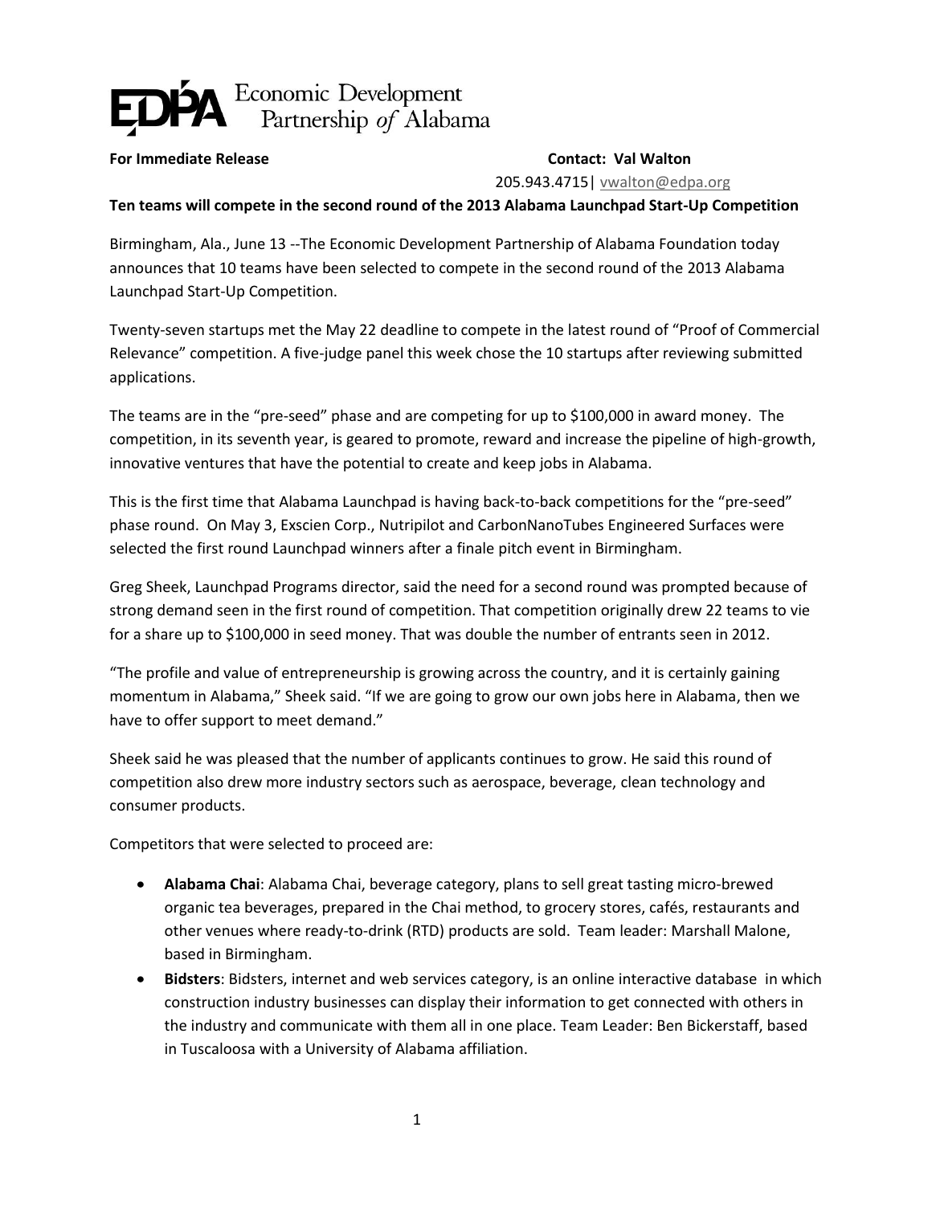EDPA Economic Development Partnership of Alabama

**For Immediate Release** **Contact: Val Walton**

205.943.4715| vwalton@edpa.org

**Ten teams will compete in the second round of the 2013 Alabama Launchpad Start-Up Competition**

Birmingham, Ala., June 13 --The Economic Development Partnership of Alabama Foundation today announces that 10 teams have been selected to compete in the second round of the 2013 Alabama Launchpad Start-Up Competition.

Twenty-seven startups met the May 22 deadline to compete in the latest round of "Proof of Commercial Relevance" competition. A five-judge panel this week chose the 10 startups after reviewing submitted applications.

The teams are in the "pre-seed" phase and are competing for up to $100,000 in award money. The competition, in its seventh year, is geared to promote, reward and increase the pipeline of high-growth, innovative ventures that have the potential to create and keep jobs in Alabama.

This is the first time that Alabama Launchpad is having back-to-back competitions for the "pre-seed" phase round. On May 3, Exscien Corp., Nutripilot and CarbonNanoTubes Engineered Surfaces were selected the first round Launchpad winners after a finale pitch event in Birmingham.

Greg Sheek, Launchpad Programs director, said the need for a second round was prompted because of strong demand seen in the first round of competition. That competition originally drew 22 teams to vie for a share up to $100,000 in seed money. That was double the number of entrants seen in 2012.

"The profile and value of entrepreneurship is growing across the country, and it is certainly gaining momentum in Alabama," Sheek said. "If we are going to grow our own jobs here in Alabama, then we have to offer support to meet demand."

Sheek said he was pleased that the number of applicants continues to grow. He said this round of competition also drew more industry sectors such as aerospace, beverage, clean technology and consumer products.

Competitors that were selected to proceed are:

- **Alabama Chai**: Alabama Chai, beverage category, plans to sell great tasting micro-brewed organic tea beverages, prepared in the Chai method, to grocery stores, cafés, restaurants and other venues where ready-to-drink (RTD) products are sold. Team leader: Marshall Malone, based in Birmingham.
- **Bidsters**: Bidsters, internet and web services category, is an online interactive database in which construction industry businesses can display their information to get connected with others in the industry and communicate with them all in one place. Team Leader: Ben Bickerstaff, based in Tuscaloosa with a University of Alabama affiliation.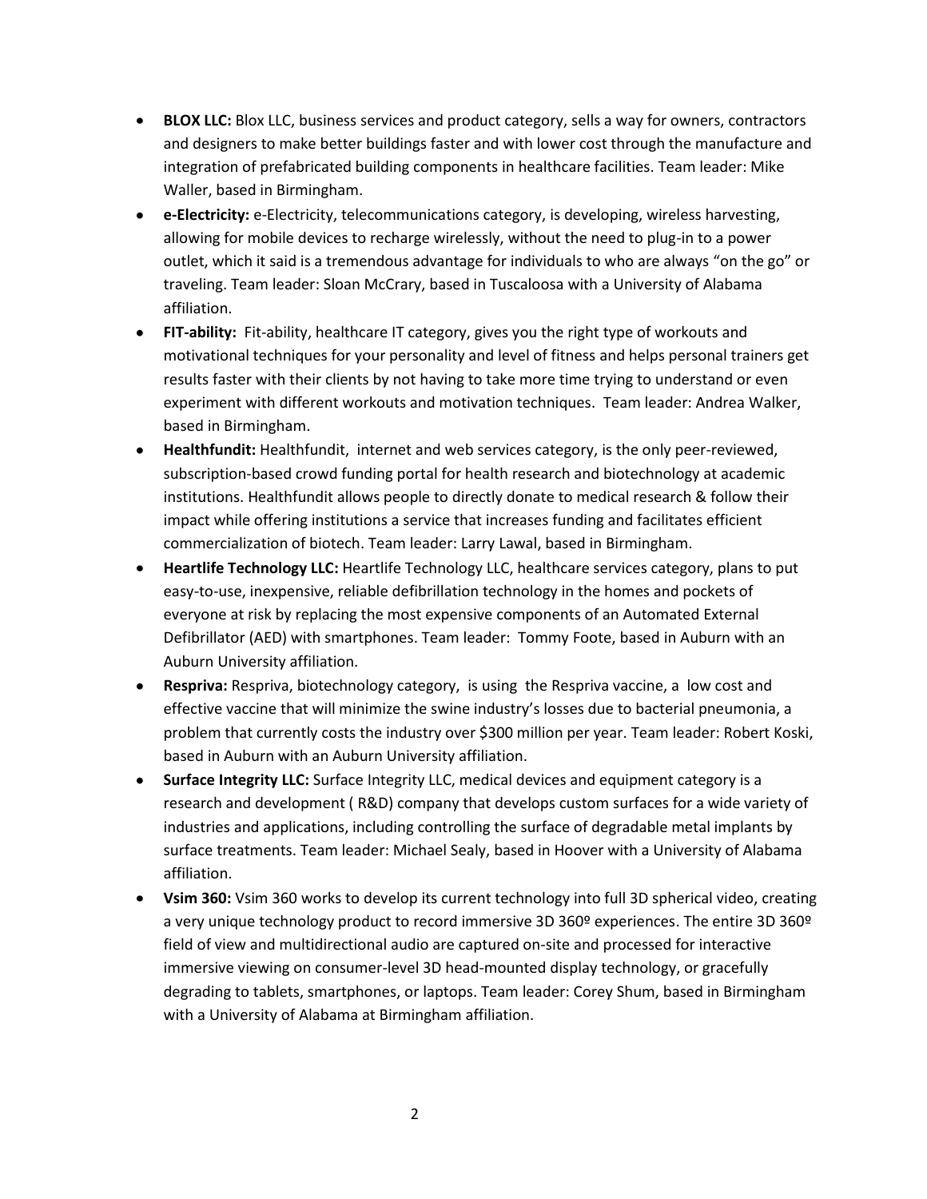- **BLOX LLC:** Blox LLC, business services and product category, sells a way for owners, contractors and designers to make better buildings faster and with lower cost through the manufacture and integration of prefabricated building components in healthcare facilities. Team leader: Mike Waller, based in Birmingham.
- **e-Electricity:** e-Electricity, telecommunications category, is developing, wireless harvesting, allowing for mobile devices to recharge wirelessly, without the need to plug-in to a power outlet, which it said is a tremendous advantage for individuals to who are always "on the go" or traveling. Team leader: Sloan McCrary, based in Tuscaloosa with a University of Alabama affiliation.
- **FIT-ability:** Fit-ability, healthcare IT category, gives you the right type of workouts and motivational techniques for your personality and level of fitness and helps personal trainers get results faster with their clients by not having to take more time trying to understand or even experiment with different workouts and motivation techniques. Team leader: Andrea Walker, based in Birmingham.
- **Healthfundit:** Healthfundit, internet and web services category, is the only peer-reviewed, subscription-based crowd funding portal for health research and biotechnology at academic institutions. Healthfundit allows people to directly donate to medical research & follow their impact while offering institutions a service that increases funding and facilitates efficient commercialization of biotech. Team leader: Larry Lawal, based in Birmingham.
- **Heartlife Technology LLC:** Heartlife Technology LLC, healthcare services category, plans to put easy-to-use, inexpensive, reliable defibrillation technology in the homes and pockets of everyone at risk by replacing the most expensive components of an Automated External Defibrillator (AED) with smartphones. Team leader: Tommy Foote, based in Auburn with an Auburn University affiliation.
- **Respriva:** Respriva, biotechnology category, is using the Respriva vaccine, a low cost and effective vaccine that will minimize the swine industry's losses due to bacterial pneumonia, a problem that currently costs the industry over $300 million per year. Team leader: Robert Koski, based in Auburn with an Auburn University affiliation.
- **Surface Integrity LLC:** Surface Integrity LLC, medical devices and equipment category is a research and development ( R&D) company that develops custom surfaces for a wide variety of industries and applications, including controlling the surface of degradable metal implants by surface treatments. Team leader: Michael Sealy, based in Hoover with a University of Alabama affiliation.
- **Vsim 360:** Vsim 360 works to develop its current technology into full 3D spherical video, creating a very unique technology product to record immersive 3D 360º experiences. The entire 3D 360º field of view and multidirectional audio are captured on-site and processed for interactive immersive viewing on consumer-level 3D head-mounted display technology, or gracefully degrading to tablets, smartphones, or laptops. Team leader: Corey Shum, based in Birmingham with a University of Alabama at Birmingham affiliation.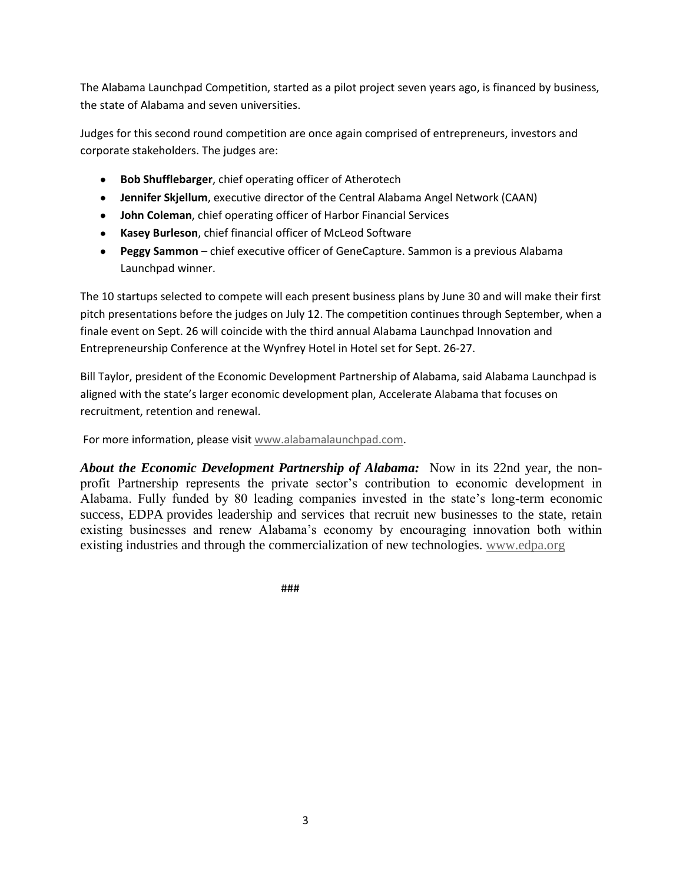The Alabama Launchpad Competition, started as a pilot project seven years ago, is financed by business, the state of Alabama and seven universities.

Judges for this second round competition are once again comprised of entrepreneurs, investors and corporate stakeholders. The judges are:

- **Bob Shufflebarger**, chief operating officer of Atherotech
- **Jennifer Skjellum**, executive director of the Central Alabama Angel Network (CAAN)
- **John Coleman**, chief operating officer of Harbor Financial Services
- **Kasey Burleson**, chief financial officer of McLeod Software
- **Peggy Sammon** – chief executive officer of GeneCapture. Sammon is a previous Alabama Launchpad winner.

The 10 startups selected to compete will each present business plans by June 30 and will make their first pitch presentations before the judges on July 12. The competition continues through September, when a finale event on Sept. 26 will coincide with the third annual Alabama Launchpad Innovation and Entrepreneurship Conference at the Wynfrey Hotel in Hotel set for Sept. 26-27.

Bill Taylor, president of the Economic Development Partnership of Alabama, said Alabama Launchpad is aligned with the state's larger economic development plan, Accelerate Alabama that focuses on recruitment, retention and renewal.

For more information, please visit www.alabamalaunchpad.com.

***About the Economic Development Partnership of Alabama:*** Now in its 22nd year, the non-profit Partnership represents the private sector's contribution to economic development in Alabama. Fully funded by 80 leading companies invested in the state's long-term economic success, EDPA provides leadership and services that recruit new businesses to the state, retain existing businesses and renew Alabama's economy by encouraging innovation both within existing industries and through the commercialization of new technologies. www.edpa.org

###